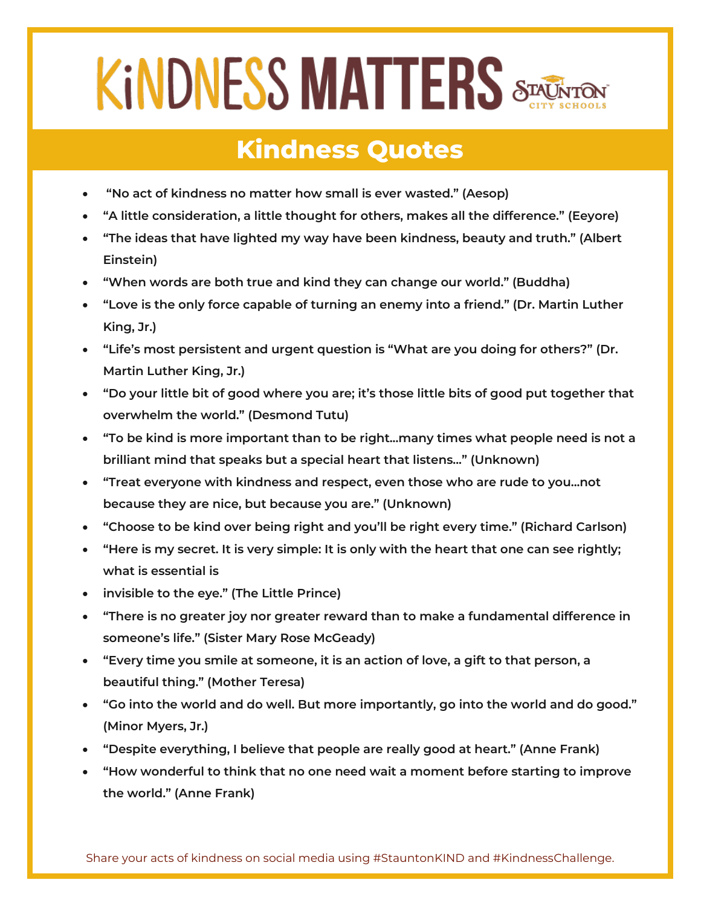# KiNDNESS MATTERS

STAUNTON CITY SCHOOLS

## Kindness Quotes

- **"No act of kindness no matter how small is ever wasted." (Aesop)**
- **"A little consideration, a little thought for others, makes all the difference." (Eeyore)**
- **"The ideas that have lighted my way have been kindness, beauty and truth." (Albert Einstein)**
- **"When words are both true and kind they can change our world." (Buddha)**
- **"Love is the only force capable of turning an enemy into a friend." (Dr. Martin Luther King, Jr.)**
- **"Life's most persistent and urgent question is "What are you doing for others?" (Dr. Martin Luther King, Jr.)**
- **"Do your little bit of good where you are; it's those little bits of good put together that overwhelm the world." (Desmond Tutu)**
- **"To be kind is more important than to be right…many times what people need is not a brilliant mind that speaks but a special heart that listens…" (Unknown)**
- **"Treat everyone with kindness and respect, even those who are rude to you…not because they are nice, but because you are." (Unknown)**
- **"Choose to be kind over being right and you'll be right every time." (Richard Carlson)**
- **"Here is my secret. It is very simple: It is only with the heart that one can see rightly; what is essential is**
- **invisible to the eye." (The Little Prince)**
- **"There is no greater joy nor greater reward than to make a fundamental difference in someone's life." (Sister Mary Rose McGeady)**
- **"Every time you smile at someone, it is an action of love, a gift to that person, a beautiful thing." (Mother Teresa)**
- **"Go into the world and do well. But more importantly, go into the world and do good." (Minor Myers, Jr.)**
- **"Despite everything, I believe that people are really good at heart." (Anne Frank)**
- **"How wonderful to think that no one need wait a moment before starting to improve the world." (Anne Frank)**

Share your acts of kindness on social media using #StauntonKIND and #KindnessChallenge.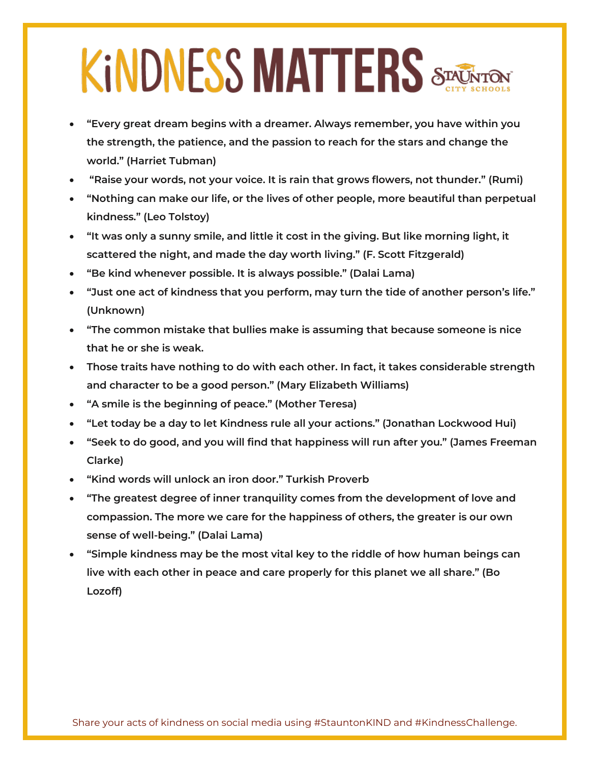# KiNDNESS MATTERS

STAUNTON CITY SCHOOLS

- **"Every great dream begins with a dreamer. Always remember, you have within you the strength, the patience, and the passion to reach for the stars and change the world." (Harriet Tubman)**
- **"Raise your words, not your voice. It is rain that grows flowers, not thunder." (Rumi)**
- **"Nothing can make our life, or the lives of other people, more beautiful than perpetual kindness." (Leo Tolstoy)**
- **"It was only a sunny smile, and little it cost in the giving. But like morning light, it scattered the night, and made the day worth living." (F. Scott Fitzgerald)**
- **"Be kind whenever possible. It is always possible." (Dalai Lama)**
- **"Just one act of kindness that you perform, may turn the tide of another person's life." (Unknown)**
- **"The common mistake that bullies make is assuming that because someone is nice that he or she is weak.**
- **Those traits have nothing to do with each other. In fact, it takes considerable strength and character to be a good person." (Mary Elizabeth Williams)**
- **"A smile is the beginning of peace." (Mother Teresa)**
- **"Let today be a day to let Kindness rule all your actions." (Jonathan Lockwood Hui)**
- **"Seek to do good, and you will find that happiness will run after you." (James Freeman Clarke)**
- **"Kind words will unlock an iron door." Turkish Proverb**
- **"The greatest degree of inner tranquility comes from the development of love and compassion. The more we care for the happiness of others, the greater is our own sense of well-being." (Dalai Lama)**
- **"Simple kindness may be the most vital key to the riddle of how human beings can live with each other in peace and care properly for this planet we all share." (Bo Lozoff)**

Share your acts of kindness on social media using #StauntonKIND and #KindnessChallenge.